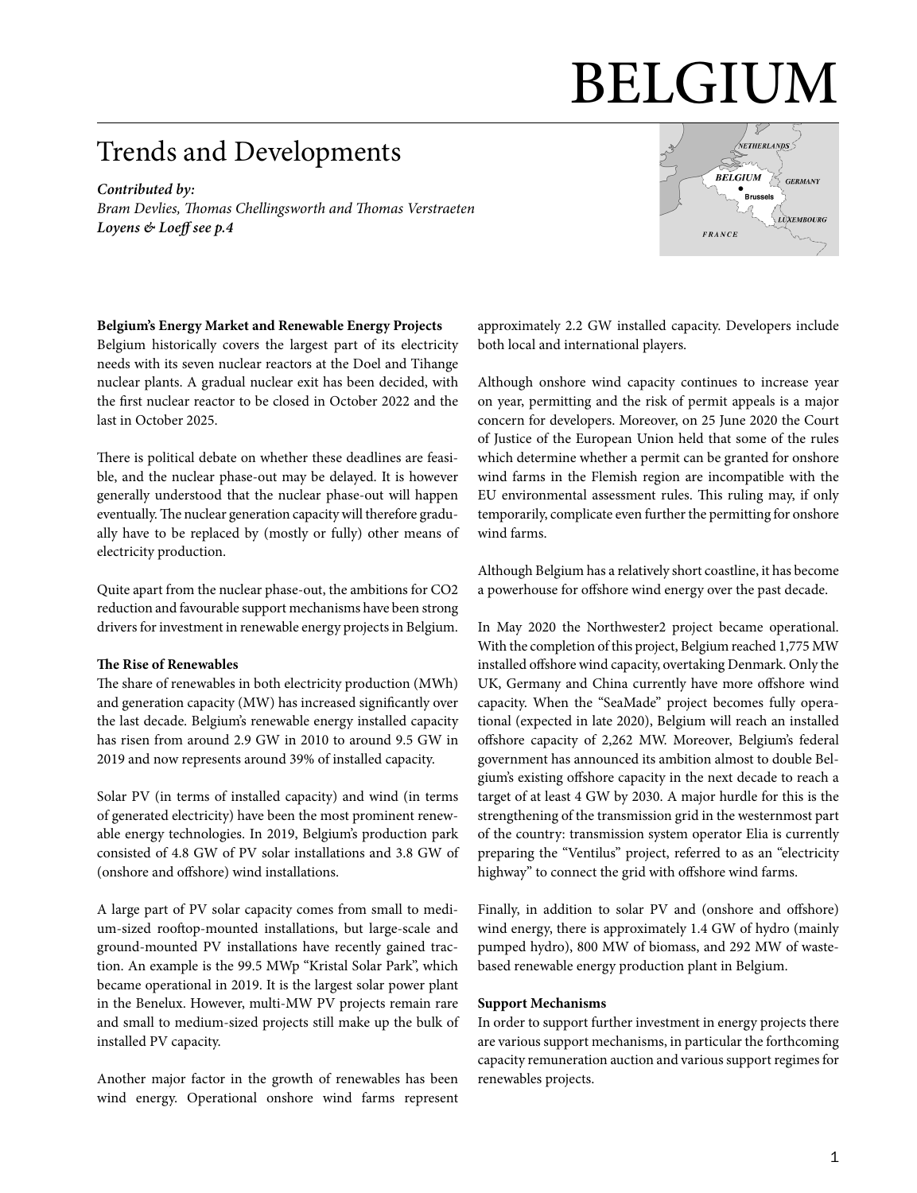# BELGIUM

## Trends and Developments

*Contributed by:*
*Bram Devlies, Thomas Chellingsworth and Thomas Verstraeten*
***Loyens & Loeff see p.4***

**Belgium's Energy Market and Renewable Energy Projects**

Belgium historically covers the largest part of its electricity needs with its seven nuclear reactors at the Doel and Tihange nuclear plants. A gradual nuclear exit has been decided, with the first nuclear reactor to be closed in October 2022 and the last in October 2025.

There is political debate on whether these deadlines are feasible, and the nuclear phase-out may be delayed. It is however generally understood that the nuclear phase-out will happen eventually. The nuclear generation capacity will therefore gradually have to be replaced by (mostly or fully) other means of electricity production.

Quite apart from the nuclear phase-out, the ambitions for CO2 reduction and favourable support mechanisms have been strong drivers for investment in renewable energy projects in Belgium.

**The Rise of Renewables**

The share of renewables in both electricity production (MWh) and generation capacity (MW) has increased significantly over the last decade. Belgium's renewable energy installed capacity has risen from around 2.9 GW in 2010 to around 9.5 GW in 2019 and now represents around 39% of installed capacity.

Solar PV (in terms of installed capacity) and wind (in terms of generated electricity) have been the most prominent renewable energy technologies. In 2019, Belgium's production park consisted of 4.8 GW of PV solar installations and 3.8 GW of (onshore and offshore) wind installations.

A large part of PV solar capacity comes from small to medium-sized rooftop-mounted installations, but large-scale and ground-mounted PV installations have recently gained traction. An example is the 99.5 MWp "Kristal Solar Park", which became operational in 2019. It is the largest solar power plant in the Benelux. However, multi-MW PV projects remain rare and small to medium-sized projects still make up the bulk of installed PV capacity.

Another major factor in the growth of renewables has been wind energy. Operational onshore wind farms represent approximately 2.2 GW installed capacity. Developers include both local and international players.

Although onshore wind capacity continues to increase year on year, permitting and the risk of permit appeals is a major concern for developers. Moreover, on 25 June 2020 the Court of Justice of the European Union held that some of the rules which determine whether a permit can be granted for onshore wind farms in the Flemish region are incompatible with the EU environmental assessment rules. This ruling may, if only temporarily, complicate even further the permitting for onshore wind farms.

Although Belgium has a relatively short coastline, it has become a powerhouse for offshore wind energy over the past decade.

In May 2020 the Northwester2 project became operational. With the completion of this project, Belgium reached 1,775 MW installed offshore wind capacity, overtaking Denmark. Only the UK, Germany and China currently have more offshore wind capacity. When the "SeaMade" project becomes fully operational (expected in late 2020), Belgium will reach an installed offshore capacity of 2,262 MW. Moreover, Belgium's federal government has announced its ambition almost to double Belgium's existing offshore capacity in the next decade to reach a target of at least 4 GW by 2030. A major hurdle for this is the strengthening of the transmission grid in the westernmost part of the country: transmission system operator Elia is currently preparing the "Ventilus" project, referred to as an "electricity highway" to connect the grid with offshore wind farms.

Finally, in addition to solar PV and (onshore and offshore) wind energy, there is approximately 1.4 GW of hydro (mainly pumped hydro), 800 MW of biomass, and 292 MW of waste-based renewable energy production plant in Belgium.

**Support Mechanisms**

In order to support further investment in energy projects there are various support mechanisms, in particular the forthcoming capacity remuneration auction and various support regimes for renewables projects.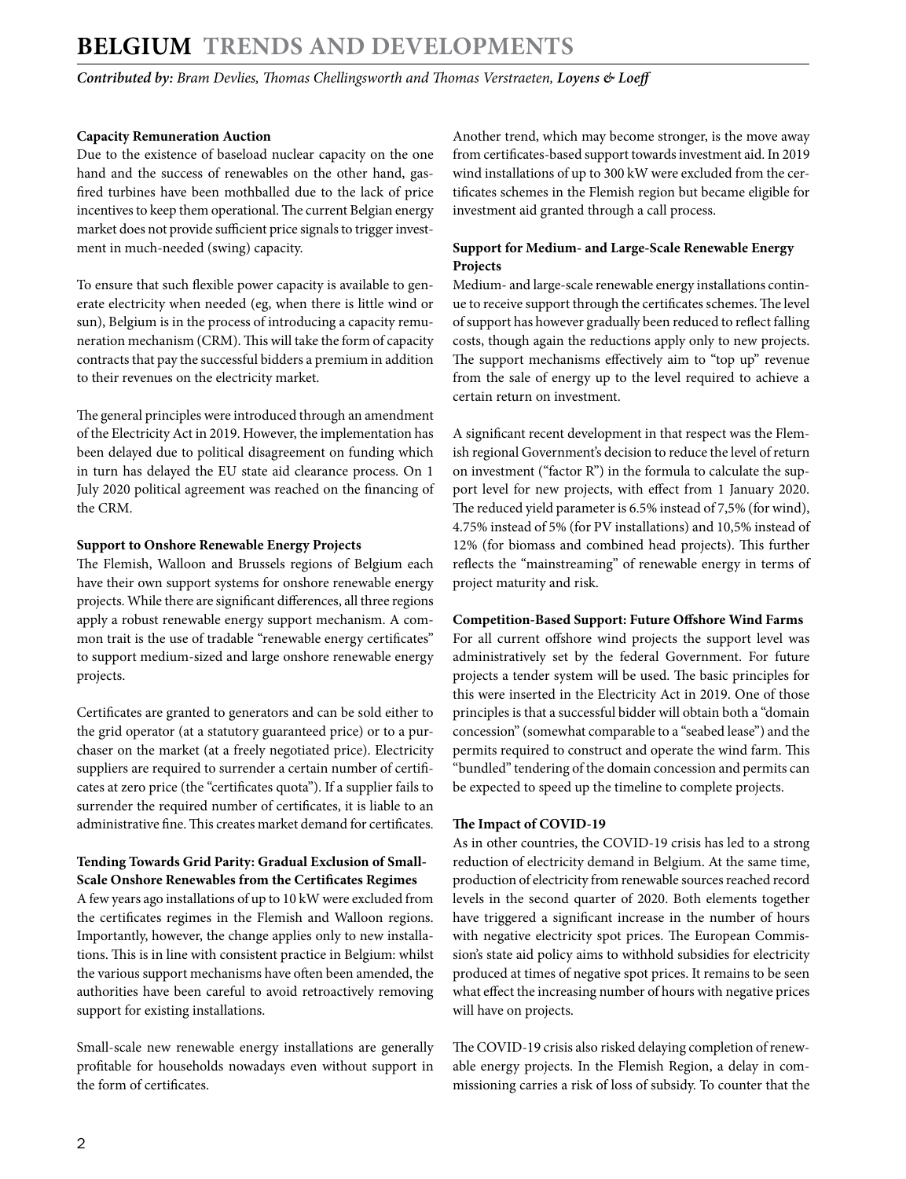### Capacity Remuneration Auction

Due to the existence of baseload nuclear capacity on the one hand and the success of renewables on the other hand, gas-fired turbines have been mothballed due to the lack of price incentives to keep them operational. The current Belgian energy market does not provide sufficient price signals to trigger investment in much-needed (swing) capacity.

To ensure that such flexible power capacity is available to generate electricity when needed (eg, when there is little wind or sun), Belgium is in the process of introducing a capacity remuneration mechanism (CRM). This will take the form of capacity contracts that pay the successful bidders a premium in addition to their revenues on the electricity market.

The general principles were introduced through an amendment of the Electricity Act in 2019. However, the implementation has been delayed due to political disagreement on funding which in turn has delayed the EU state aid clearance process. On 1 July 2020 political agreement was reached on the financing of the CRM.

### Support to Onshore Renewable Energy Projects

The Flemish, Walloon and Brussels regions of Belgium each have their own support systems for onshore renewable energy projects. While there are significant differences, all three regions apply a robust renewable energy support mechanism. A common trait is the use of tradable "renewable energy certificates" to support medium-sized and large onshore renewable energy projects.

Certificates are granted to generators and can be sold either to the grid operator (at a statutory guaranteed price) or to a purchaser on the market (at a freely negotiated price). Electricity suppliers are required to surrender a certain number of certificates at zero price (the "certificates quota"). If a supplier fails to surrender the required number of certificates, it is liable to an administrative fine. This creates market demand for certificates.

### Tending Towards Grid Parity: Gradual Exclusion of Small-Scale Onshore Renewables from the Certificates Regimes

A few years ago installations of up to 10 kW were excluded from the certificates regimes in the Flemish and Walloon regions. Importantly, however, the change applies only to new installations. This is in line with consistent practice in Belgium: whilst the various support mechanisms have often been amended, the authorities have been careful to avoid retroactively removing support for existing installations.

Small-scale new renewable energy installations are generally profitable for households nowadays even without support in the form of certificates.

Another trend, which may become stronger, is the move away from certificates-based support towards investment aid. In 2019 wind installations of up to 300 kW were excluded from the certificates schemes in the Flemish region but became eligible for investment aid granted through a call process.

### Support for Medium- and Large-Scale Renewable Energy Projects

Medium- and large-scale renewable energy installations continue to receive support through the certificates schemes. The level of support has however gradually been reduced to reflect falling costs, though again the reductions apply only to new projects. The support mechanisms effectively aim to "top up" revenue from the sale of energy up to the level required to achieve a certain return on investment.

A significant recent development in that respect was the Flemish regional Government's decision to reduce the level of return on investment ("factor R") in the formula to calculate the support level for new projects, with effect from 1 January 2020. The reduced yield parameter is 6.5% instead of 7,5% (for wind), 4.75% instead of 5% (for PV installations) and 10,5% instead of 12% (for biomass and combined head projects). This further reflects the "mainstreaming" of renewable energy in terms of project maturity and risk.

### Competition-Based Support: Future Offshore Wind Farms

For all current offshore wind projects the support level was administratively set by the federal Government. For future projects a tender system will be used. The basic principles for this were inserted in the Electricity Act in 2019. One of those principles is that a successful bidder will obtain both a "domain concession" (somewhat comparable to a "seabed lease") and the permits required to construct and operate the wind farm. This "bundled" tendering of the domain concession and permits can be expected to speed up the timeline to complete projects.

### The Impact of COVID-19

As in other countries, the COVID-19 crisis has led to a strong reduction of electricity demand in Belgium. At the same time, production of electricity from renewable sources reached record levels in the second quarter of 2020. Both elements together have triggered a significant increase in the number of hours with negative electricity spot prices. The European Commission's state aid policy aims to withhold subsidies for electricity produced at times of negative spot prices. It remains to be seen what effect the increasing number of hours with negative prices will have on projects.

The COVID-19 crisis also risked delaying completion of renewable energy projects. In the Flemish Region, a delay in commissioning carries a risk of loss of subsidy. To counter that the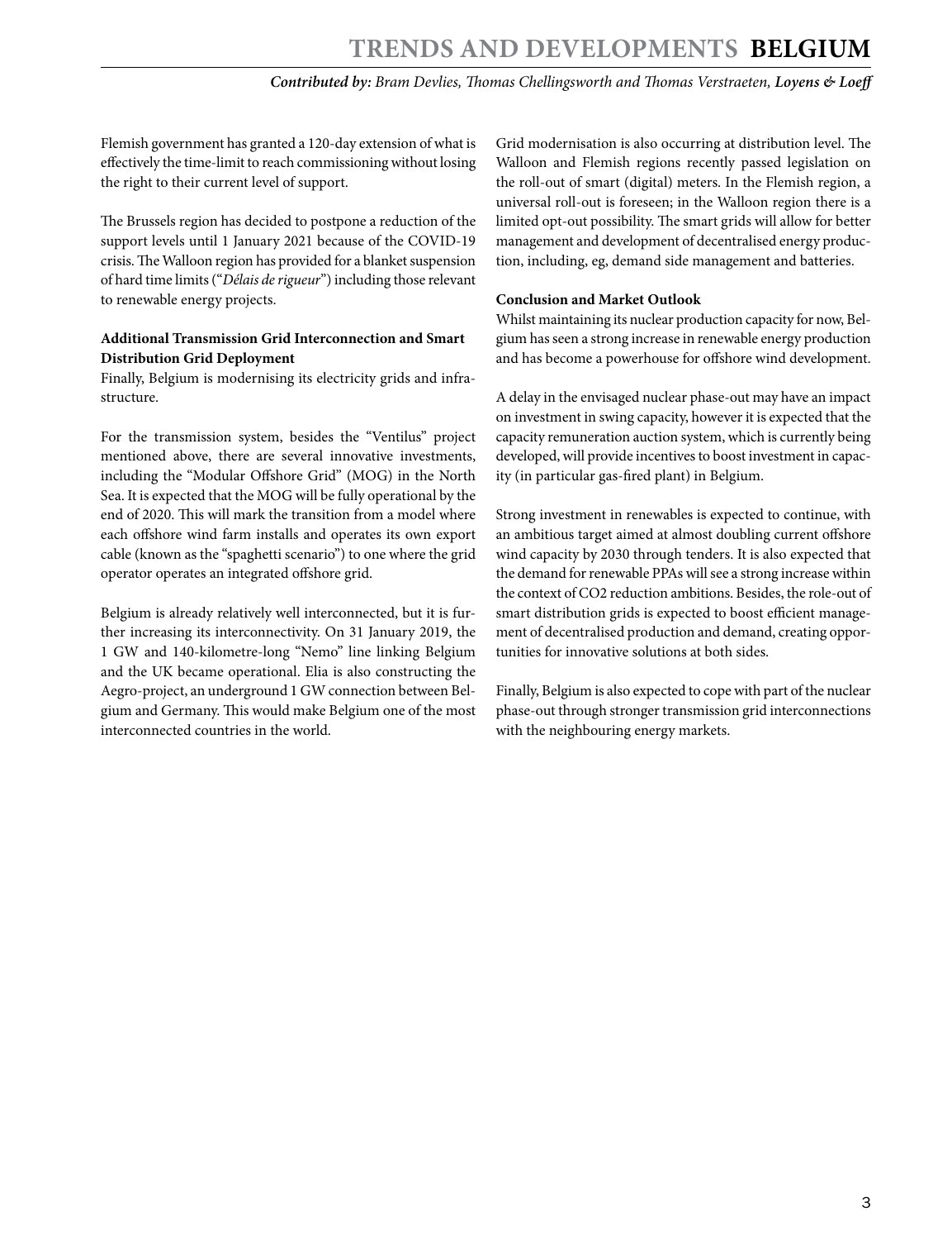Flemish government has granted a 120-day extension of what is effectively the time-limit to reach commissioning without losing the right to their current level of support.

The Brussels region has decided to postpone a reduction of the support levels until 1 January 2021 because of the COVID-19 crisis. The Walloon region has provided for a blanket suspension of hard time limits ("*Délais de rigueur*") including those relevant to renewable energy projects.

**Additional Transmission Grid Interconnection and Smart Distribution Grid Deployment**

Finally, Belgium is modernising its electricity grids and infrastructure.

For the transmission system, besides the "Ventilus" project mentioned above, there are several innovative investments, including the "Modular Offshore Grid" (MOG) in the North Sea. It is expected that the MOG will be fully operational by the end of 2020. This will mark the transition from a model where each offshore wind farm installs and operates its own export cable (known as the "spaghetti scenario") to one where the grid operator operates an integrated offshore grid.

Belgium is already relatively well interconnected, but it is further increasing its interconnectivity. On 31 January 2019, the 1 GW and 140-kilometre-long "Nemo" line linking Belgium and the UK became operational. Elia is also constructing the Aegro-project, an underground 1 GW connection between Belgium and Germany. This would make Belgium one of the most interconnected countries in the world.

Grid modernisation is also occurring at distribution level. The Walloon and Flemish regions recently passed legislation on the roll-out of smart (digital) meters. In the Flemish region, a universal roll-out is foreseen; in the Walloon region there is a limited opt-out possibility. The smart grids will allow for better management and development of decentralised energy production, including, eg, demand side management and batteries.

**Conclusion and Market Outlook**

Whilst maintaining its nuclear production capacity for now, Belgium has seen a strong increase in renewable energy production and has become a powerhouse for offshore wind development.

A delay in the envisaged nuclear phase-out may have an impact on investment in swing capacity, however it is expected that the capacity remuneration auction system, which is currently being developed, will provide incentives to boost investment in capacity (in particular gas-fired plant) in Belgium.

Strong investment in renewables is expected to continue, with an ambitious target aimed at almost doubling current offshore wind capacity by 2030 through tenders. It is also expected that the demand for renewable PPAs will see a strong increase within the context of $CO_2$ reduction ambitions. Besides, the role-out of smart distribution grids is expected to boost efficient management of decentralised production and demand, creating opportunities for innovative solutions at both sides.

Finally, Belgium is also expected to cope with part of the nuclear phase-out through stronger transmission grid interconnections with the neighbouring energy markets.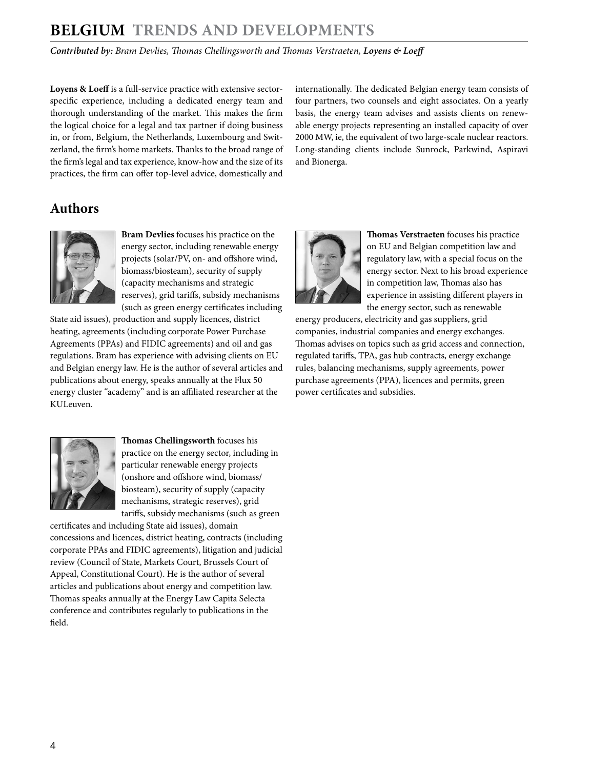**Loyens & Loeff** is a full-service practice with extensive sector-specific experience, including a dedicated energy team and thorough understanding of the market. This makes the firm the logical choice for a legal and tax partner if doing business in, or from, Belgium, the Netherlands, Luxembourg and Switzerland, the firm's home markets. Thanks to the broad range of the firm's legal and tax experience, know-how and the size of its practices, the firm can offer top-level advice, domestically and internationally. The dedicated Belgian energy team consists of four partners, two counsels and eight associates. On a yearly basis, the energy team advises and assists clients on renewable energy projects representing an installed capacity of over 2000 MW, ie, the equivalent of two large-scale nuclear reactors. Long-standing clients include Sunrock, Parkwind, Aspiravi and Bionerga.

## Authors

**Bram Devlies** focuses his practice on the energy sector, including renewable energy projects (solar/PV, on- and offshore wind, biomass/biosteam), security of supply (capacity mechanisms and strategic reserves), grid tariffs, subsidy mechanisms (such as green energy certificates including State aid issues), production and supply licences, district heating, agreements (including corporate Power Purchase Agreements (PPAs) and FIDIC agreements) and oil and gas regulations. Bram has experience with advising clients on EU and Belgian energy law. He is the author of several articles and publications about energy, speaks annually at the Flux 50 energy cluster "academy" and is an affiliated researcher at the KULeuven.

**Thomas Chellingsworth** focuses his practice on the energy sector, including in particular renewable energy projects (onshore and offshore wind, biomass/biosteam), security of supply (capacity mechanisms, strategic reserves), grid tariffs, subsidy mechanisms (such as green certificates and including State aid issues), domain concessions and licences, district heating, contracts (including corporate PPAs and FIDIC agreements), litigation and judicial review (Council of State, Markets Court, Brussels Court of Appeal, Constitutional Court). He is the author of several articles and publications about energy and competition law. Thomas speaks annually at the Energy Law Capita Selecta conference and contributes regularly to publications in the field.

**Thomas Verstraeten** focuses his practice on EU and Belgian competition law and regulatory law, with a special focus on the energy sector. Next to his broad experience in competition law, Thomas also has experience in assisting different players in the energy sector, such as renewable energy producers, electricity and gas suppliers, grid companies, industrial companies and energy exchanges. Thomas advises on topics such as grid access and connection, regulated tariffs, TPA, gas hub contracts, energy exchange rules, balancing mechanisms, supply agreements, power purchase agreements (PPA), licences and permits, green power certificates and subsidies.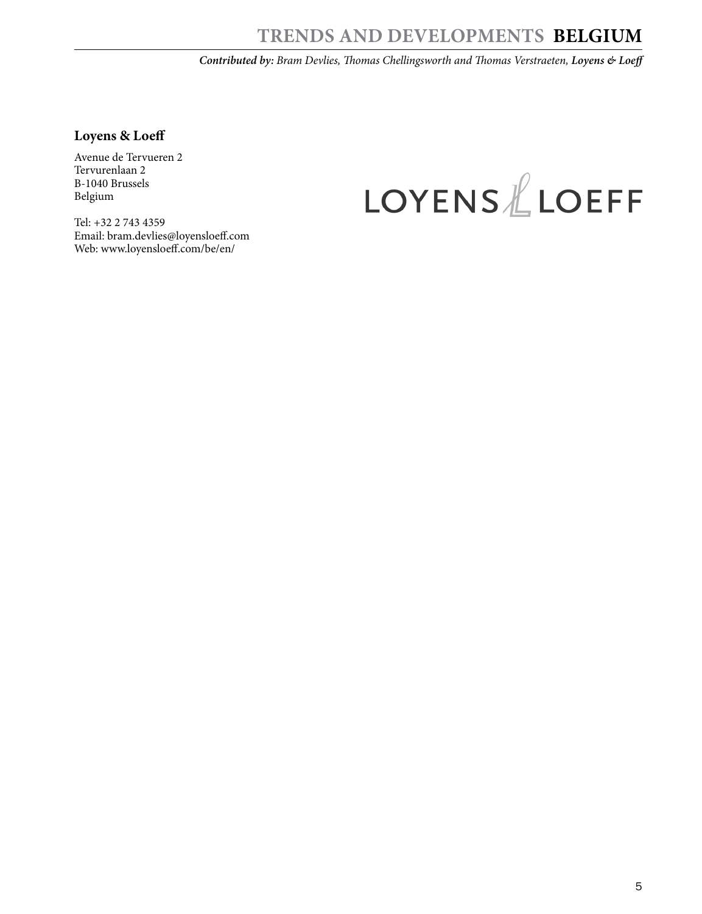**Loyens & Loeff**

Avenue de Tervueren 2
Tervurenlaan 2
B-1040 Brussels
Belgium

Tel: +32 2 743 4359
Email: bram.devlies@loyensloeff.com
Web: www.loyensloeff.com/be/en/

LOYENS LOEFF